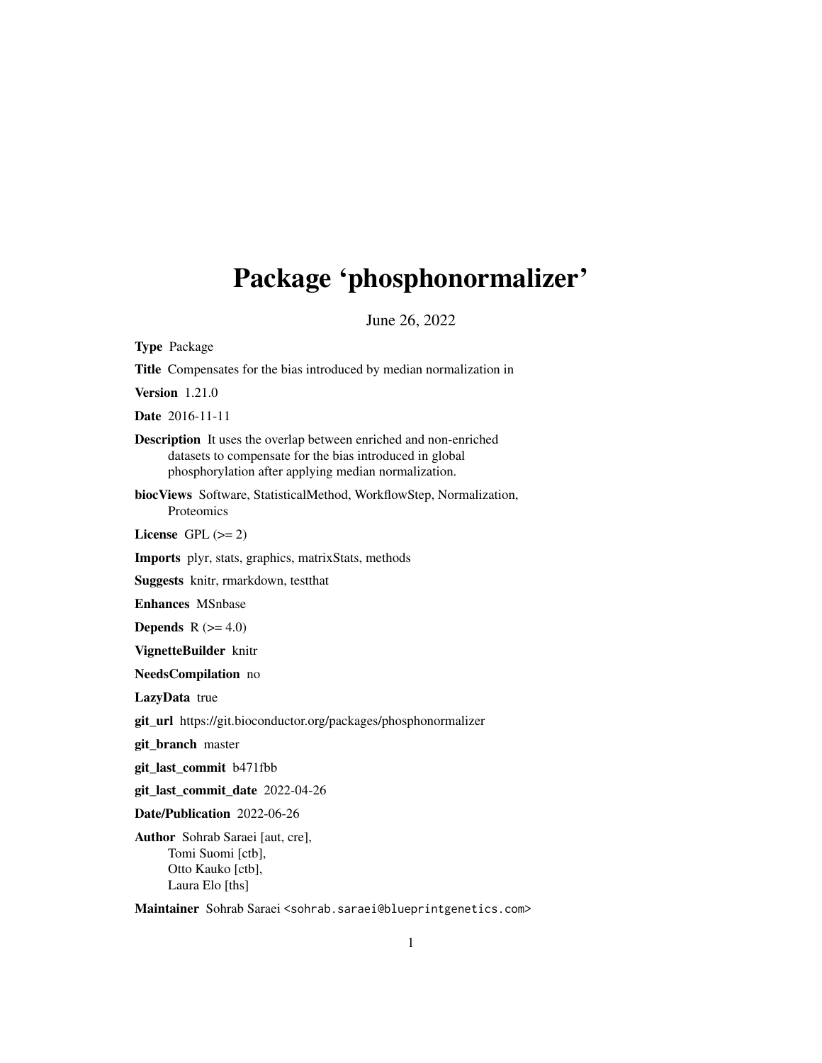# Package 'phosphonormalizer'

June 26, 2022

**Type** Package

**Title** Compensates for the bias introduced by median normalization in

**Version** 1.21.0

**Date** 2016-11-11

**Description** It uses the overlap between enriched and non-enriched datasets to compensate for the bias introduced in global phosphorylation after applying median normalization.

**biocViews** Software, StatisticalMethod, WorkflowStep, Normalization, Proteomics

**License** GPL (>= 2)

**Imports** plyr, stats, graphics, matrixStats, methods

**Suggests** knitr, rmarkdown, testthat

**Enhances** MSnbase

**Depends** R (>= 4.0)

**VignetteBuilder** knitr

**NeedsCompilation** no

**LazyData** true

**git_url** https://git.bioconductor.org/packages/phosphonormalizer

**git_branch** master

**git_last_commit** b471fbb

**git_last_commit_date** 2022-04-26

**Date/Publication** 2022-06-26

**Author** Sohrab Saraei [aut, cre],
Tomi Suomi [ctb],
Otto Kauko [ctb],
Laura Elo [ths]

**Maintainer** Sohrab Saraei <sohrab.saraei@blueprintgenetics.com>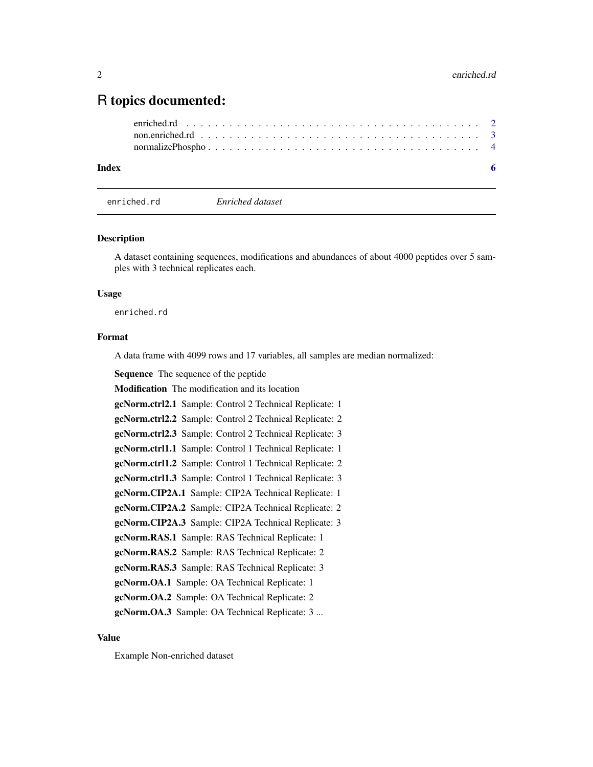# R topics documented:

enriched.rd . . . . . . . . . . . . . . . . . . . . . . . . . . . . . . . . . . . . . . . . 2
non.enriched.rd . . . . . . . . . . . . . . . . . . . . . . . . . . . . . . . . . . . . . 3
normalizePhospho . . . . . . . . . . . . . . . . . . . . . . . . . . . . . . . . . . . . 4

**Index** **6**

---

`enriched.rd` *Enriched dataset*

---

### Description

A dataset containing sequences, modifications and abundances of about 4000 peptides over 5 samples with 3 technical replicates each.

### Usage

```
enriched.rd
```

### Format

A data frame with 4099 rows and 17 variables, all samples are median normalized:

**Sequence** The sequence of the peptide

**Modification** The modification and its location

**gcNorm.ctrl2.1** Sample: Control 2 Technical Replicate: 1

**gcNorm.ctrl2.2** Sample: Control 2 Technical Replicate: 2

**gcNorm.ctrl2.3** Sample: Control 2 Technical Replicate: 3

**gcNorm.ctrl1.1** Sample: Control 1 Technical Replicate: 1

**gcNorm.ctrl1.2** Sample: Control 1 Technical Replicate: 2

**gcNorm.ctrl1.3** Sample: Control 1 Technical Replicate: 3

**gcNorm.CIP2A.1** Sample: CIP2A Technical Replicate: 1

**gcNorm.CIP2A.2** Sample: CIP2A Technical Replicate: 2

**gcNorm.CIP2A.3** Sample: CIP2A Technical Replicate: 3

**gcNorm.RAS.1** Sample: RAS Technical Replicate: 1

**gcNorm.RAS.2** Sample: RAS Technical Replicate: 2

**gcNorm.RAS.3** Sample: RAS Technical Replicate: 3

**gcNorm.OA.1** Sample: OA Technical Replicate: 1

**gcNorm.OA.2** Sample: OA Technical Replicate: 2

**gcNorm.OA.3** Sample: OA Technical Replicate: 3 ...

### Value

Example Non-enriched dataset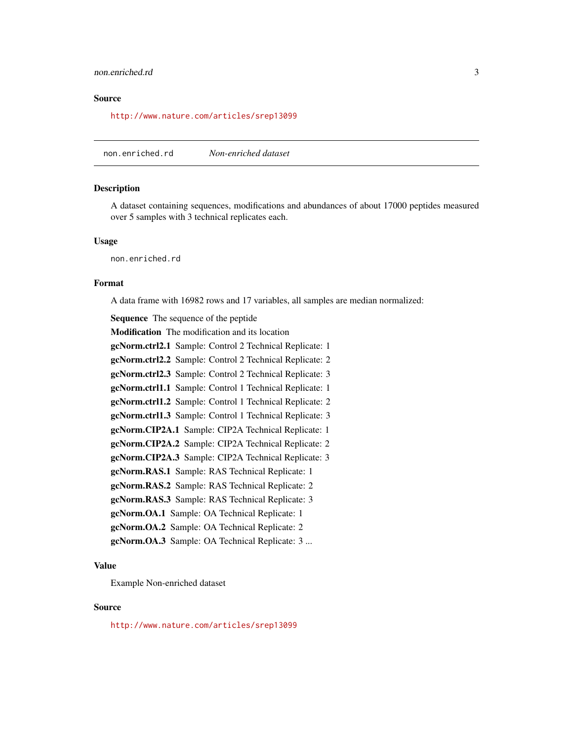## Source

http://www.nature.com/articles/srep13099

---

`non.enriched.rd` *Non-enriched dataset*

---

### Description

A dataset containing sequences, modifications and abundances of about 17000 peptides measured over 5 samples with 3 technical replicates each.

### Usage

```
non.enriched.rd
```

### Format

A data frame with 16982 rows and 17 variables, all samples are median normalized:

**Sequence** The sequence of the peptide

**Modification** The modification and its location

**gcNorm.ctrl2.1** Sample: Control 2 Technical Replicate: 1

**gcNorm.ctrl2.2** Sample: Control 2 Technical Replicate: 2

**gcNorm.ctrl2.3** Sample: Control 2 Technical Replicate: 3

**gcNorm.ctrl1.1** Sample: Control 1 Technical Replicate: 1

**gcNorm.ctrl1.2** Sample: Control 1 Technical Replicate: 2

**gcNorm.ctrl1.3** Sample: Control 1 Technical Replicate: 3

**gcNorm.CIP2A.1** Sample: CIP2A Technical Replicate: 1

**gcNorm.CIP2A.2** Sample: CIP2A Technical Replicate: 2

**gcNorm.CIP2A.3** Sample: CIP2A Technical Replicate: 3

**gcNorm.RAS.1** Sample: RAS Technical Replicate: 1

**gcNorm.RAS.2** Sample: RAS Technical Replicate: 2

**gcNorm.RAS.3** Sample: RAS Technical Replicate: 3

**gcNorm.OA.1** Sample: OA Technical Replicate: 1

**gcNorm.OA.2** Sample: OA Technical Replicate: 2

**gcNorm.OA.3** Sample: OA Technical Replicate: 3 ...

### Value

Example Non-enriched dataset

### Source

http://www.nature.com/articles/srep13099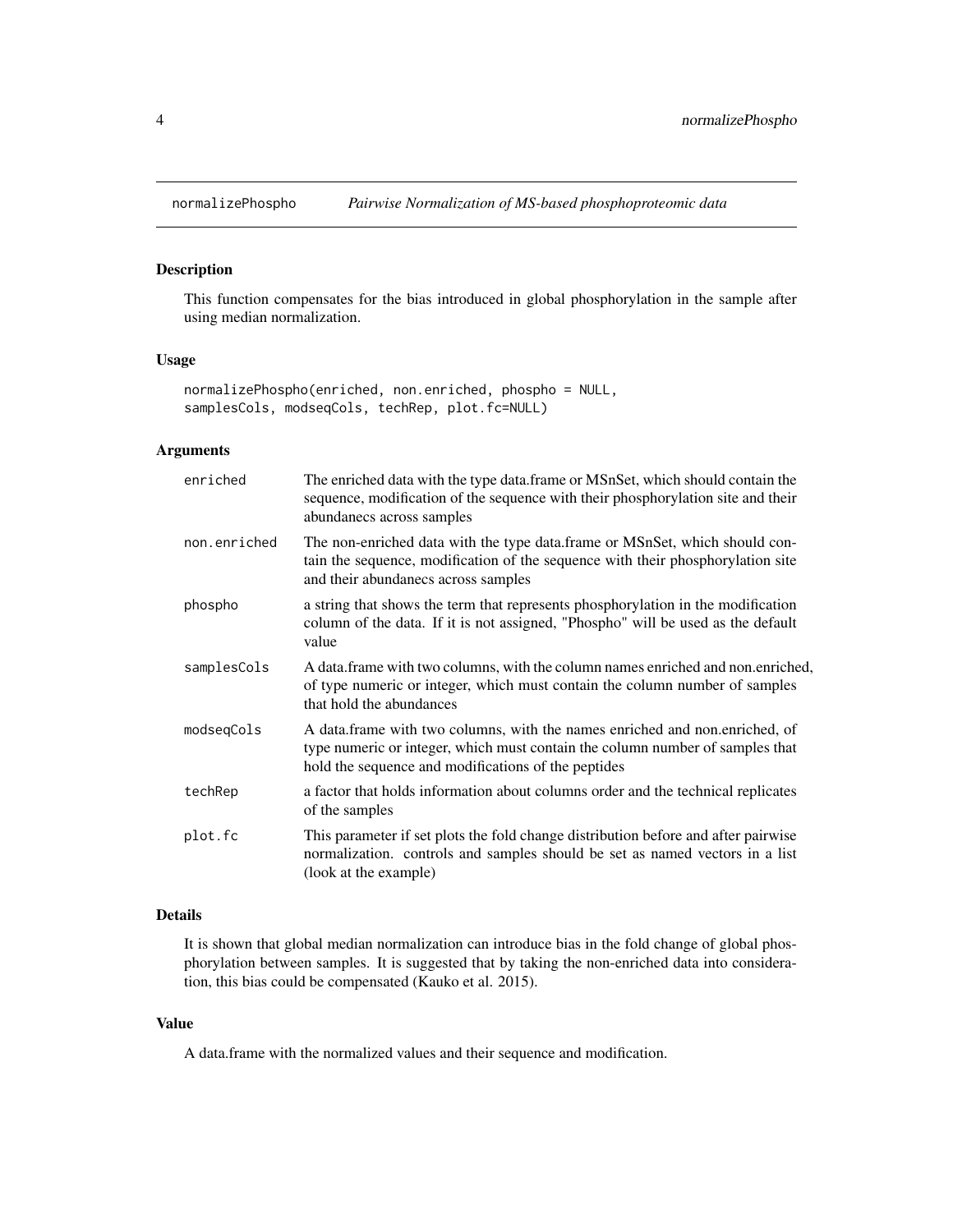# normalizePhospho *Pairwise Normalization of MS-based phosphoproteomic data*

## Description

This function compensates for the bias introduced in global phosphorylation in the sample after using median normalization.

## Usage

```
normalizePhospho(enriched, non.enriched, phospho = NULL,
samplesCols, modseqCols, techRep, plot.fc=NULL)
```

## Arguments

| | |
|---|---|
| enriched | The enriched data with the type data.frame or MSnSet, which should contain the sequence, modification of the sequence with their phosphorylation site and their abundanecs across samples |
| non.enriched | The non-enriched data with the type data.frame or MSnSet, which should contain the sequence, modification of the sequence with their phosphorylation site and their abundanecs across samples |
| phospho | a string that shows the term that represents phosphorylation in the modification column of the data. If it is not assigned, "Phospho" will be used as the default value |
| samplesCols | A data.frame with two columns, with the column names enriched and non.enriched, of type numeric or integer, which must contain the column number of samples that hold the abundances |
| modseqCols | A data.frame with two columns, with the names enriched and non.enriched, of type numeric or integer, which must contain the column number of samples that hold the sequence and modifications of the peptides |
| techRep | a factor that holds information about columns order and the technical replicates of the samples |
| plot.fc | This parameter if set plots the fold change distribution before and after pairwise normalization. controls and samples should be set as named vectors in a list (look at the example) |

## Details

It is shown that global median normalization can introduce bias in the fold change of global phosphorylation between samples. It is suggested that by taking the non-enriched data into consideration, this bias could be compensated (Kauko et al. 2015).

## Value

A data.frame with the normalized values and their sequence and modification.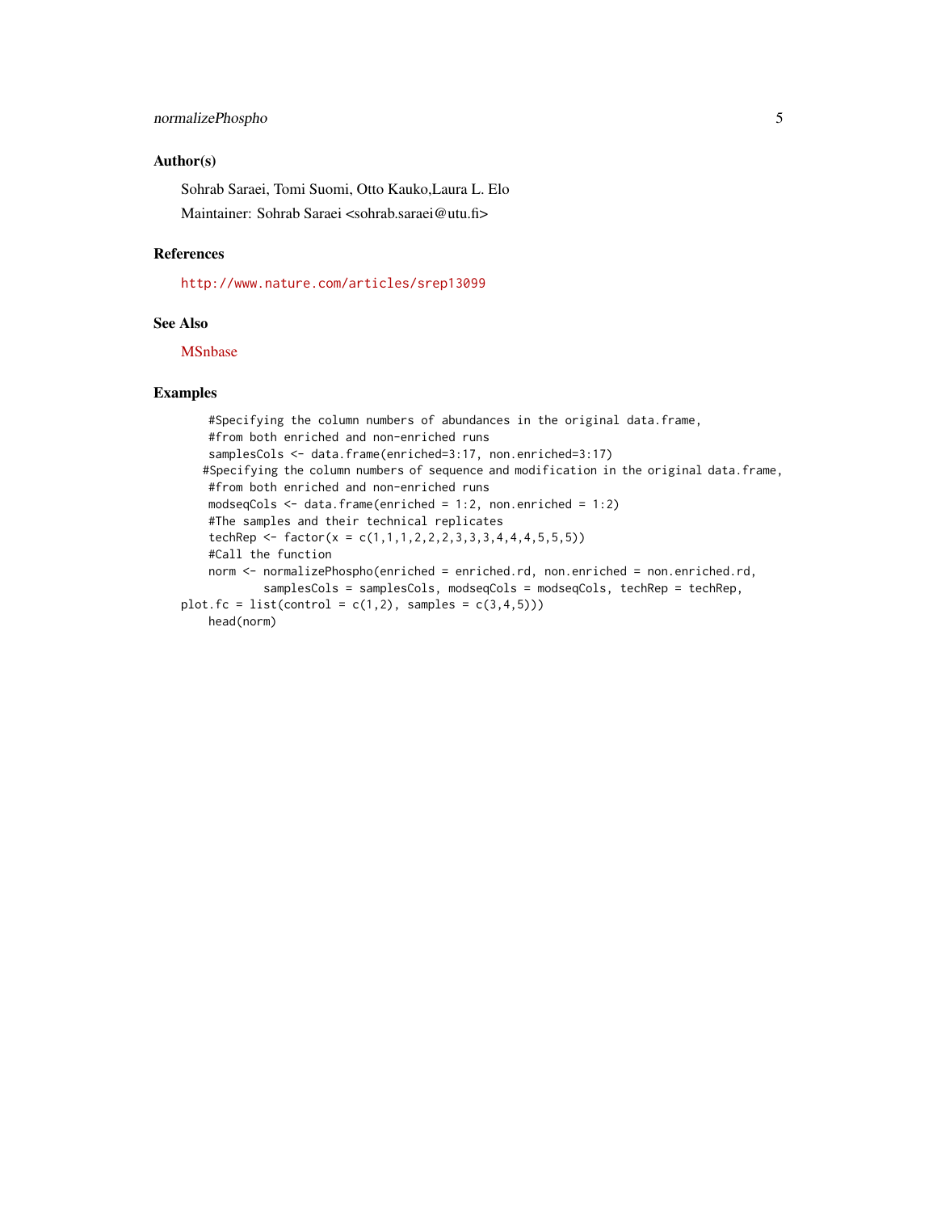### Author(s)

Sohrab Saraei, Tomi Suomi, Otto Kauko,Laura L. Elo

Maintainer: Sohrab Saraei <sohrab.saraei@utu.fi>

### References

http://www.nature.com/articles/srep13099

### See Also

MSnbase

### Examples

```
     #Specifying the column numbers of abundances in the original data.frame,
     #from both enriched and non-enriched runs
     samplesCols <- data.frame(enriched=3:17, non.enriched=3:17)
    #Specifying the column numbers of sequence and modification in the original data.frame,
     #from both enriched and non-enriched runs
     modseqCols <- data.frame(enriched = 1:2, non.enriched = 1:2)
     #The samples and their technical replicates
     techRep <- factor(x = c(1,1,1,2,2,2,3,3,3,4,4,4,5,5,5))
     #Call the function
     norm <- normalizePhospho(enriched = enriched.rd, non.enriched = non.enriched.rd,
             samplesCols = samplesCols, modseqCols = modseqCols, techRep = techRep,
plot.fc = list(control = c(1,2), samples = c(3,4,5)))
     head(norm)
```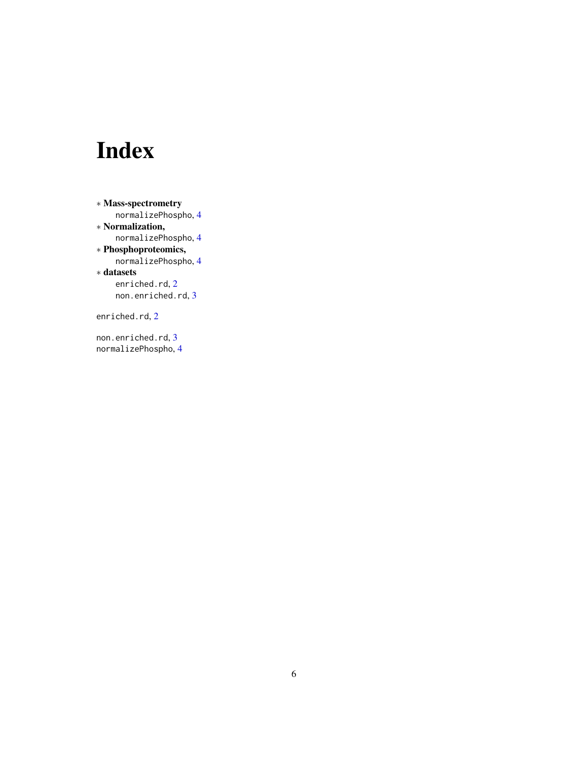# Index

∗ **Mass-spectrometry**
    normalizePhospho, 4
∗ **Normalization,**
    normalizePhospho, 4
∗ **Phosphoproteomics,**
    normalizePhospho, 4
∗ **datasets**
    enriched.rd, 2
    non.enriched.rd, 3

enriched.rd, 2

non.enriched.rd, 3
normalizePhospho, 4